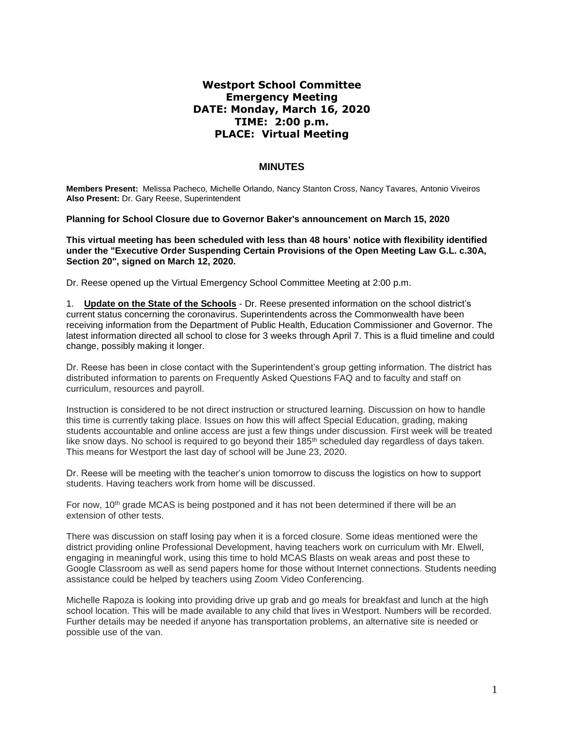# Westport School Committee
## Emergency Meeting
## DATE: Monday, March 16, 2020
## TIME: 2:00 p.m.
## PLACE: Virtual Meeting

### MINUTES

**Members Present:** Melissa Pacheco, Michelle Orlando, Nancy Stanton Cross, Nancy Tavares, Antonio Viveiros
**Also Present:** Dr. Gary Reese, Superintendent

**Planning for School Closure due to Governor Baker's announcement on March 15, 2020**

**This virtual meeting has been scheduled with less than 48 hours' notice with flexibility identified under the "Executive Order Suspending Certain Provisions of the Open Meeting Law G.L. c.30A, Section 20", signed on March 12, 2020.**

Dr. Reese opened up the Virtual Emergency School Committee Meeting at 2:00 p.m.

1. **Update on the State of the Schools** - Dr. Reese presented information on the school district's current status concerning the coronavirus. Superintendents across the Commonwealth have been receiving information from the Department of Public Health, Education Commissioner and Governor. The latest information directed all school to close for 3 weeks through April 7. This is a fluid timeline and could change, possibly making it longer.

Dr. Reese has been in close contact with the Superintendent's group getting information. The district has distributed information to parents on Frequently Asked Questions FAQ and to faculty and staff on curriculum, resources and payroll.

Instruction is considered to be not direct instruction or structured learning. Discussion on how to handle this time is currently taking place. Issues on how this will affect Special Education, grading, making students accountable and online access are just a few things under discussion. First week will be treated like snow days. No school is required to go beyond their 185th scheduled day regardless of days taken. This means for Westport the last day of school will be June 23, 2020.

Dr. Reese will be meeting with the teacher's union tomorrow to discuss the logistics on how to support students. Having teachers work from home will be discussed.

For now, 10th grade MCAS is being postponed and it has not been determined if there will be an extension of other tests.

There was discussion on staff losing pay when it is a forced closure. Some ideas mentioned were the district providing online Professional Development, having teachers work on curriculum with Mr. Elwell, engaging in meaningful work, using this time to hold MCAS Blasts on weak areas and post these to Google Classroom as well as send papers home for those without Internet connections. Students needing assistance could be helped by teachers using Zoom Video Conferencing.

Michelle Rapoza is looking into providing drive up grab and go meals for breakfast and lunch at the high school location. This will be made available to any child that lives in Westport. Numbers will be recorded. Further details may be needed if anyone has transportation problems, an alternative site is needed or possible use of the van.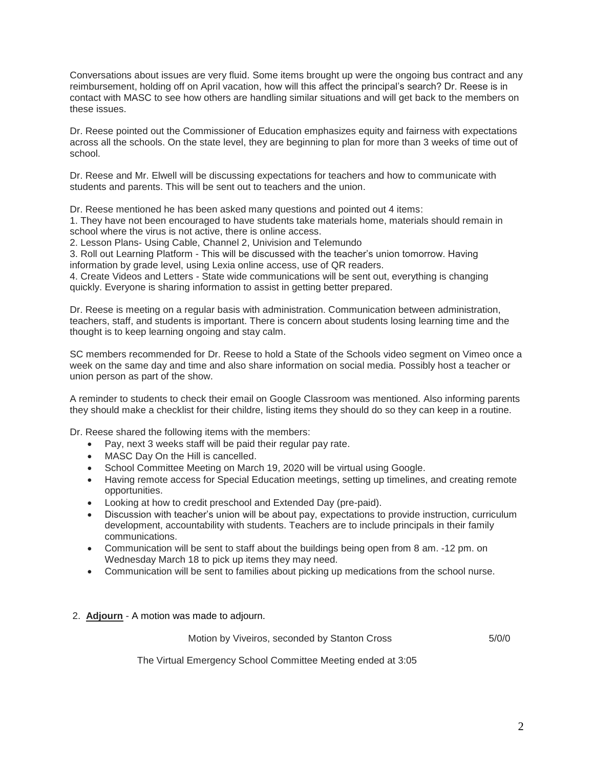Conversations about issues are very fluid. Some items brought up were the ongoing bus contract and any reimbursement, holding off on April vacation, how will this affect the principal's search? Dr. Reese is in contact with MASC to see how others are handling similar situations and will get back to the members on these issues.

Dr. Reese pointed out the Commissioner of Education emphasizes equity and fairness with expectations across all the schools. On the state level, they are beginning to plan for more than 3 weeks of time out of school.

Dr. Reese and Mr. Elwell will be discussing expectations for teachers and how to communicate with students and parents. This will be sent out to teachers and the union.

Dr. Reese mentioned he has been asked many questions and pointed out 4 items:

1. They have not been encouraged to have students take materials home, materials should remain in school where the virus is not active, there is online access.
2. Lesson Plans- Using Cable, Channel 2, Univision and Telemundo
3. Roll out Learning Platform - This will be discussed with the teacher's union tomorrow. Having information by grade level, using Lexia online access, use of QR readers.
4. Create Videos and Letters - State wide communications will be sent out, everything is changing quickly. Everyone is sharing information to assist in getting better prepared.

Dr. Reese is meeting on a regular basis with administration. Communication between administration, teachers, staff, and students is important. There is concern about students losing learning time and the thought is to keep learning ongoing and stay calm.

SC members recommended for Dr. Reese to hold a State of the Schools video segment on Vimeo once a week on the same day and time and also share information on social media. Possibly host a teacher or union person as part of the show.

A reminder to students to check their email on Google Classroom was mentioned. Also informing parents they should make a checklist for their childre, listing items they should do so they can keep in a routine.

Dr. Reese shared the following items with the members:

- Pay, next 3 weeks staff will be paid their regular pay rate.
- MASC Day On the Hill is cancelled.
- School Committee Meeting on March 19, 2020 will be virtual using Google.
- Having remote access for Special Education meetings, setting up timelines, and creating remote opportunities.
- Looking at how to credit preschool and Extended Day (pre-paid).
- Discussion with teacher's union will be about pay, expectations to provide instruction, curriculum development, accountability with students. Teachers are to include principals in their family communications.
- Communication will be sent to staff about the buildings being open from 8 am. -12 pm. on Wednesday March 18 to pick up items they may need.
- Communication will be sent to families about picking up medications from the school nurse.

2. **Adjourn** - A motion was made to adjourn.

Motion by Viveiros, seconded by Stanton Cross 5/0/0

The Virtual Emergency School Committee Meeting ended at 3:05